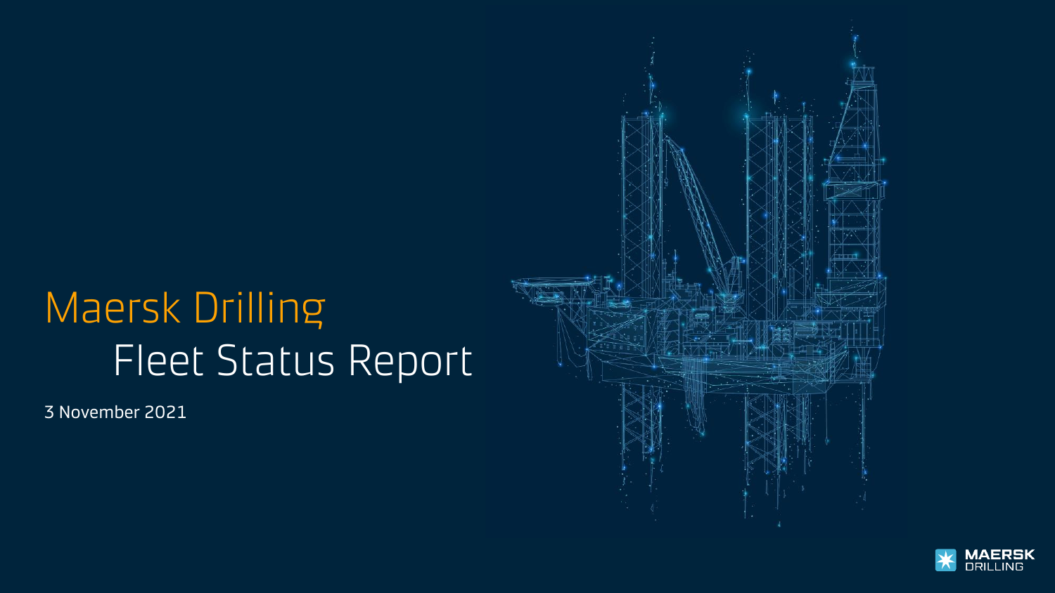# Maersk Drilling

# Fleet Status Report

3 November 2021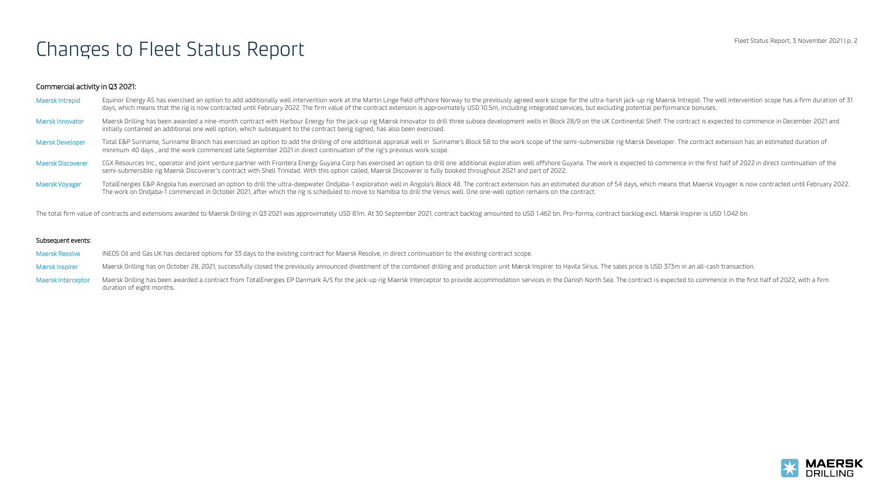# Changes to Fleet Status Report

### Commercial activity in Q3 2021:

| | |
|---|---|
| Maersk Intrepid | Equinor Energy AS has exercised an option to add additionally well intervention work at the Martin Linge field offshore Norway to the previously agreed work scope for the ultra-harsh jack-up rig Maersk Intrepid. The well intervention scope has a firm duration of 31 days, which means that the rig is now contracted until February 2022. The firm value of the contract extension is approximately USD 10.5m, including integrated services, but excluding potential performance bonuses. |
| Mærsk Innovator | Maersk Drilling has been awarded a nine-month contract with Harbour Energy for the jack-up rig Mærsk Innovator to drill three subsea development wells in Block 28/9 on the UK Continental Shelf. The contract is expected to commence in December 2021 and initially contained an additional one well option, which subsequent to the contract being signed, has also been exercised. |
| Mærsk Developer | Total E&P Suriname, Suriname Branch has exercised an option to add the drilling of one additional appraisal well in Suriname's Block 58 to the work scope of the semi-submersible rig Mærsk Developer. The contract extension has an estimated duration of minimum 40 days , and the work commenced late September 2021 in direct continuation of the rig's previous work scope. |
| Maersk Discoverer | CGX Resources Inc., operator and joint venture partner with Frontera Energy Guyana Corp has exercised an option to drill one additional exploration well offshore Guyana. The work is expected to commence in the first half of 2022 in direct continuation of the semi-submersible rig Maersk Discoverer's contract with Shell Trinidad. With this option called, Maersk Discoverer is fully booked throughout 2021 and part of 2022. |
| Maersk Voyager | TotalEnergies E&P Angola has exercised an option to drill the ultra-deepwater Ondjaba-1 exploration well in Angola's Block 48. The contract extension has an estimated duration of 54 days, which means that Maersk Voyager is now contracted until February 2022. The work on Ondjaba-1 commenced in October 2021, after which the rig is scheduled to move to Namibia to drill the Venus well. One one-well option remains on the contract. |

The total firm value of contracts and extensions awarded to Maersk Drilling in Q3 2021 was approximately USD 81m. At 30 September 2021, contract backlog amounted to USD 1.462 bn. Pro-forma, contract backlog excl. Mærsk Inspirer is USD 1.042 bn.

### Subsequent events:

| | |
|---|---|
| Maersk Resolve | INEOS Oil and Gas UK has declared options for 33 days to the existing contract for Maersk Resolve, in direct continuation to the existing contract scope. |
| Mærsk Inspirer | Maersk Drilling has on October 28, 2021, successfully closed the previously announced divestment of the combined drilling and production unit Mærsk Inspirer to Havila Sirius. The sales price is USD 373m in an all-cash transaction. |
| Maersk Interceptor | Maersk Drilling has been awarded a contract from TotalEnergies EP Danmark A/S for the jack-up rig Maersk Interceptor to provide accommodation services in the Danish North Sea. The contract is expected to commence in the first half of 2022, with a firm duration of eight months. |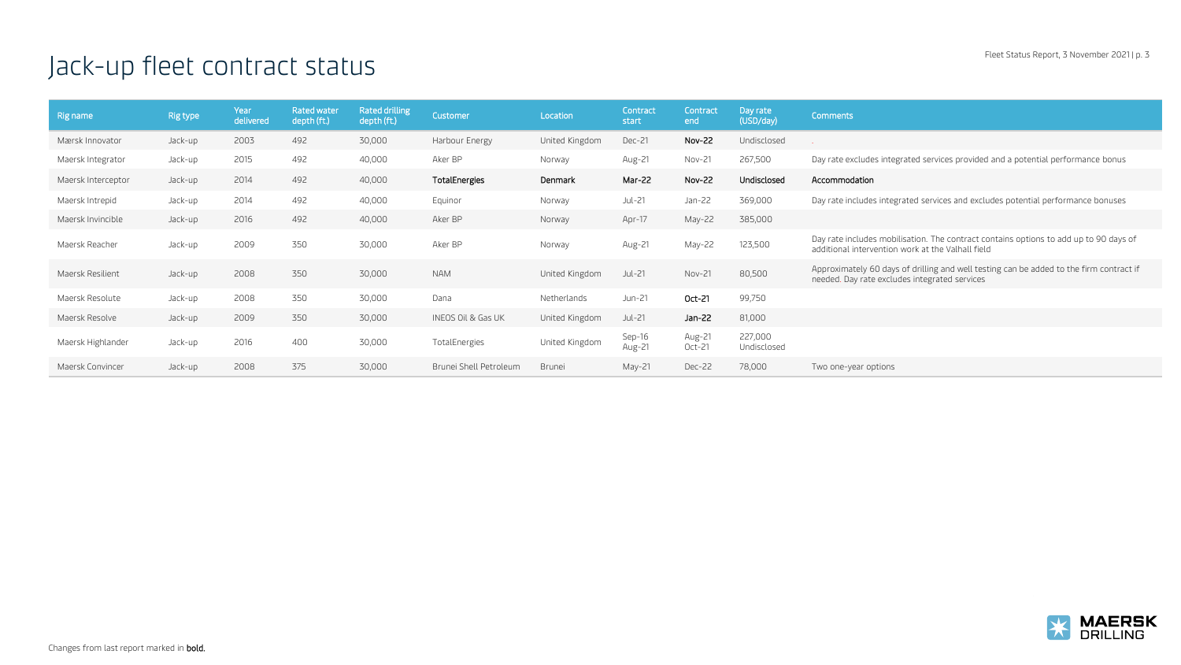# Jack-up fleet contract status

| Rig name | Rig type | Year delivered | Rated water depth (ft.) | Rated drilling depth (ft.) | Customer | Location | Contract start | Contract end | Day rate (USD/day) | Comments |
|---|---|---|---|---|---|---|---|---|---|---|
| Mærsk Innovator | Jack-up | 2003 | 492 | 30,000 | Harbour Energy | United Kingdom | Dec-21 | **Nov-22** | Undisclosed | . |
| Maersk Integrator | Jack-up | 2015 | 492 | 40,000 | Aker BP | Norway | Aug-21 | Nov-21 | 267,500 | Day rate excludes integrated services provided and a potential performance bonus |
| Maersk Interceptor | Jack-up | 2014 | 492 | 40,000 | **TotalEnergies** | **Denmark** | **Mar-22** | **Nov-22** | **Undisclosed** | **Accommodation** |
| Maersk Intrepid | Jack-up | 2014 | 492 | 40,000 | Equinor | Norway | Jul-21 | Jan-22 | 369,000 | Day rate includes integrated services and excludes potential performance bonuses |
| Maersk Invincible | Jack-up | 2016 | 492 | 40,000 | Aker BP | Norway | Apr-17 | May-22 | 385,000 | |
| Maersk Reacher | Jack-up | 2009 | 350 | 30,000 | Aker BP | Norway | Aug-21 | May-22 | 123,500 | Day rate includes mobilisation. The contract contains options to add up to 90 days of additional intervention work at the Valhall field |
| Maersk Resilient | Jack-up | 2008 | 350 | 30,000 | NAM | United Kingdom | Jul-21 | Nov-21 | 80,500 | Approximately 60 days of drilling and well testing can be added to the firm contract if needed. Day rate excludes integrated services |
| Maersk Resolute | Jack-up | 2008 | 350 | 30,000 | Dana | Netherlands | Jun-21 | **Oct-21** | 99,750 | |
| Maersk Resolve | Jack-up | 2009 | 350 | 30,000 | INEOS Oil & Gas UK | United Kingdom | Jul-21 | **Jan-22** | 81,000 | |
| Maersk Highlander | Jack-up | 2016 | 400 | 30,000 | TotalEnergies | United Kingdom | Sep-16<br>Aug-21 | Aug-21<br>Oct-21 | 227,000<br>Undisclosed | |
| Maersk Convincer | Jack-up | 2008 | 375 | 30,000 | Brunei Shell Petroleum | Brunei | May-21 | Dec-22 | 78,000 | Two one-year options |

Changes from last report marked in **bold.**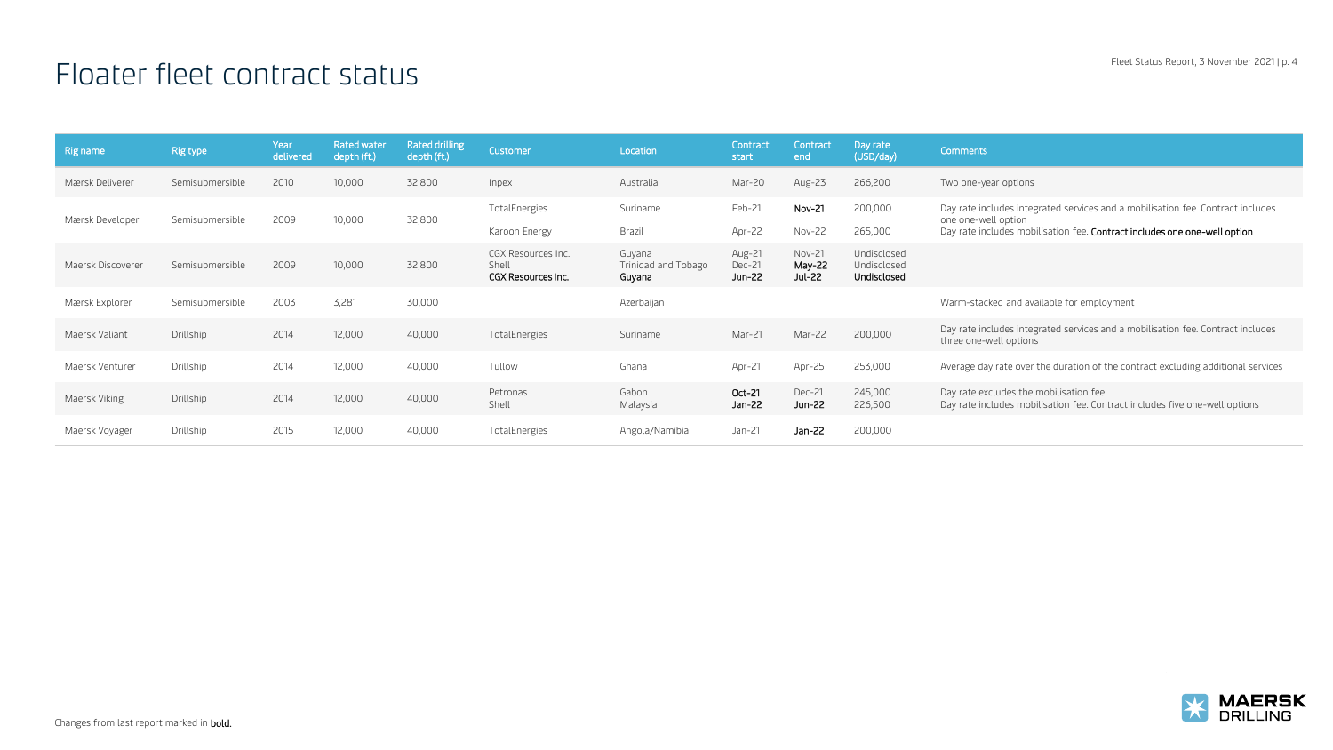# Floater fleet contract status

| Rig name | Rig type | Year delivered | Rated water depth (ft.) | Rated drilling depth (ft.) | Customer | Location | Contract start | Contract end | Day rate (USD/day) | Comments |
|---|---|---|---|---|---|---|---|---|---|---|
| Mærsk Deliverer | Semisubmersible | 2010 | 10,000 | 32,800 | Inpex | Australia | Mar-20 | Aug-23 | 266,200 | Two one-year options |
| Mærsk Developer | Semisubmersible | 2009 | 10,000 | 32,800 | TotalEnergies<br>Karoon Energy | Suriname<br>Brazil | Feb-21<br>Apr-22 | **Nov-21**<br>Nov-22 | 200,000<br>265,000 | Day rate includes integrated services and a mobilisation fee. Contract includes one one-well option<br>Day rate includes mobilisation fee. **Contract includes one one-well option** |
| Maersk Discoverer | Semisubmersible | 2009 | 10,000 | 32,800 | CGX Resources Inc.<br>Shell<br>**CGX Resources Inc.** | Guyana<br>Trinidad and Tobago<br>**Guyana** | Aug-21<br>Dec-21<br>**Jun-22** | Nov-21<br>**May-22**<br>**Jul-22** | Undisclosed<br>Undisclosed<br>**Undisclosed** | |
| Mærsk Explorer | Semisubmersible | 2003 | 3,281 | 30,000 | | Azerbaijan | | | | Warm-stacked and available for employment |
| Maersk Valiant | Drillship | 2014 | 12,000 | 40,000 | TotalEnergies | Suriname | Mar-21 | Mar-22 | 200,000 | Day rate includes integrated services and a mobilisation fee. Contract includes three one-well options |
| Maersk Venturer | Drillship | 2014 | 12,000 | 40,000 | Tullow | Ghana | Apr-21 | Apr-25 | 253,000 | Average day rate over the duration of the contract excluding additional services |
| Maersk Viking | Drillship | 2014 | 12,000 | 40,000 | Petronas<br>Shell | Gabon<br>Malaysia | **Oct-21**<br>**Jan-22** | Dec-21<br>**Jun-22** | 245,000<br>226,500 | Day rate excludes the mobilisation fee<br>Day rate includes mobilisation fee. Contract includes five one-well options |
| Maersk Voyager | Drillship | 2015 | 12,000 | 40,000 | TotalEnergies | Angola/Namibia | Jan-21 | **Jan-22** | 200,000 | |

Changes from last report marked in **bold.**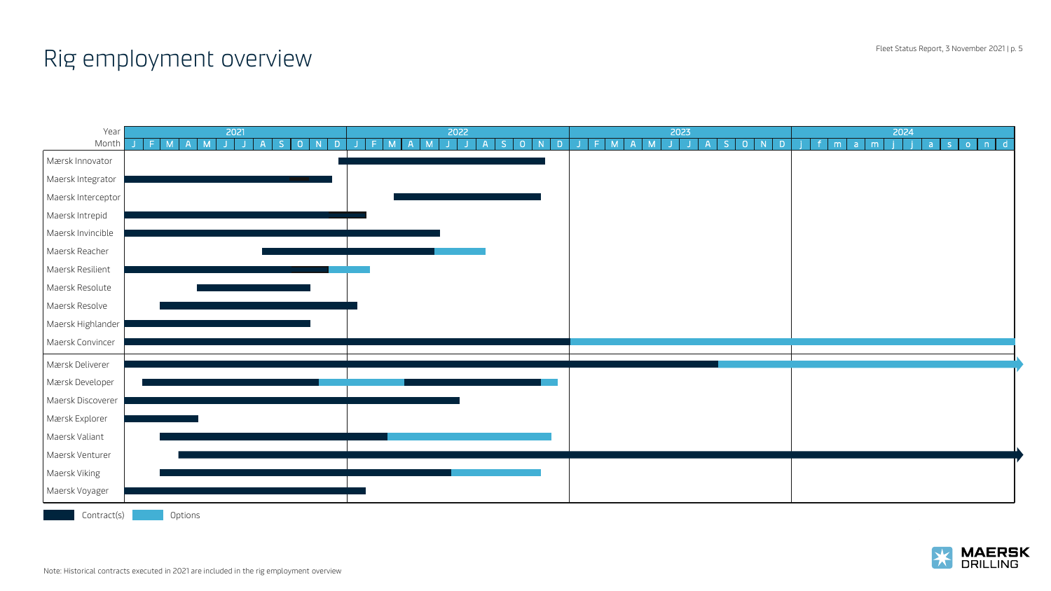# Rig employment overview

| Year | 2021 | 2022 | 2023 | 2024 |
|---|---|---|---|---|
| Month | J F M A M J J A S O N D | J F M A M J J A S O N D | J F M A M J J A S O N D | j f m a m j j a s o n d |
| Maersk Innovator | | | | |
| Maersk Integrator | | | | |
| Maersk Interceptor | | | | |
| Maersk Intrepid | | | | |
| Maersk Invincible | | | | |
| Maersk Reacher | | | | |
| Maersk Resilient | | | | |
| Maersk Resolute | | | | |
| Maersk Resolve | | | | |
| Maersk Highlander | | | | |
| Maersk Convincer | | | | |
| Mærsk Deliverer | | | | |
| Mærsk Developer | | | | |
| Maersk Discoverer | | | | |
| Mærsk Explorer | | | | |
| Maersk Valiant | | | | |
| Maersk Venturer | | | | |
| Maersk Viking | | | | |
| Maersk Voyager | | | | |

Contract(s) Options

Note: Historical contracts executed in 2021 are included in the rig employment overview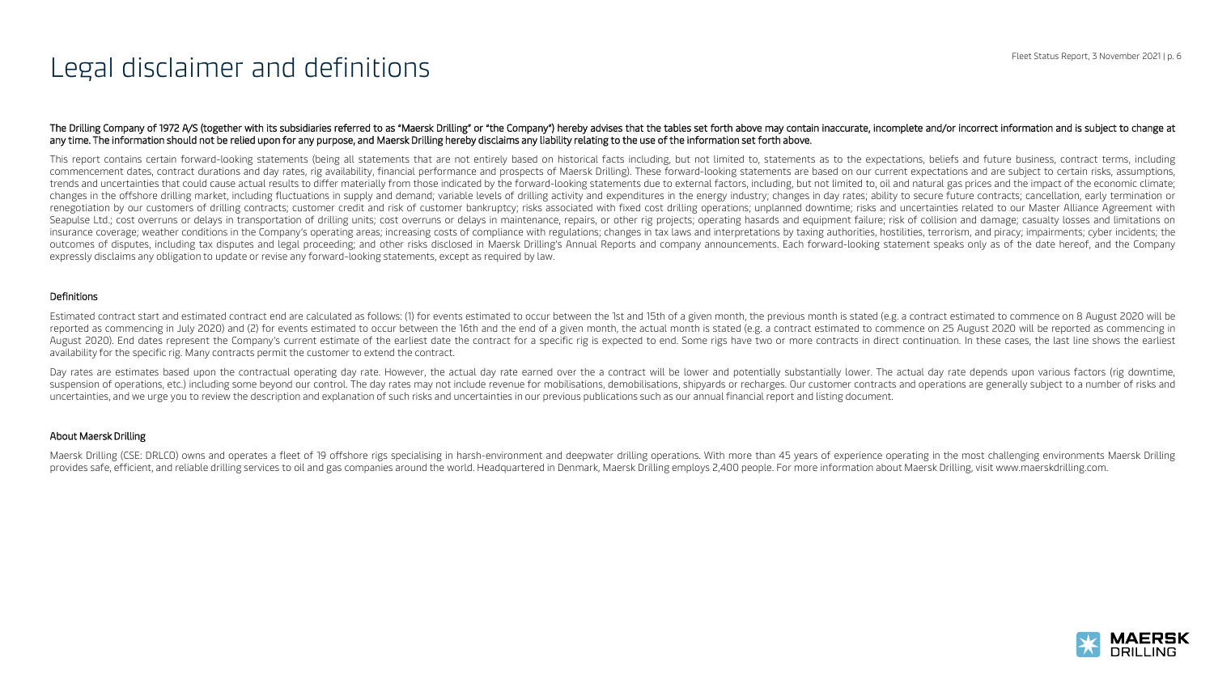# Legal disclaimer and definitions

**The Drilling Company of 1972 A/S (together with its subsidiaries referred to as "Maersk Drilling" or "the Company") hereby advises that the tables set forth above may contain inaccurate, incomplete and/or incorrect information and is subject to change at any time. The information should not be relied upon for any purpose, and Maersk Drilling hereby disclaims any liability relating to the use of the information set forth above.**

This report contains certain forward-looking statements (being all statements that are not entirely based on historical facts including, but not limited to, statements as to the expectations, beliefs and future business, contract terms, including commencement dates, contract durations and day rates, rig availability, financial performance and prospects of Maersk Drilling). These forward-looking statements are based on our current expectations and are subject to certain risks, assumptions, trends and uncertainties that could cause actual results to differ materially from those indicated by the forward-looking statements due to external factors, including, but not limited to, oil and natural gas prices and the impact of the economic climate; changes in the offshore drilling market, including fluctuations in supply and demand; variable levels of drilling activity and expenditures in the energy industry; changes in day rates; ability to secure future contracts; cancellation, early termination or renegotiation by our customers of drilling contracts; customer credit and risk of customer bankruptcy; risks associated with fixed cost drilling operations; unplanned downtime; risks and uncertainties related to our Master Alliance Agreement with Seapulse Ltd.; cost overruns or delays in transportation of drilling units; cost overruns or delays in maintenance, repairs, or other rig projects; operating hasards and equipment failure; risk of collision and damage; casualty losses and limitations on insurance coverage; weather conditions in the Company's operating areas; increasing costs of compliance with regulations; changes in tax laws and interpretations by taxing authorities, hostilities, terrorism, and piracy; impairments; cyber incidents; the outcomes of disputes, including tax disputes and legal proceeding; and other risks disclosed in Maersk Drilling's Annual Reports and company announcements. Each forward-looking statement speaks only as of the date hereof, and the Company expressly disclaims any obligation to update or revise any forward-looking statements, except as required by law.

## Definitions

Estimated contract start and estimated contract end are calculated as follows: (1) for events estimated to occur between the 1st and 15th of a given month, the previous month is stated (e.g. a contract estimated to commence on 8 August 2020 will be reported as commencing in July 2020) and (2) for events estimated to occur between the 16th and the end of a given month, the actual month is stated (e.g. a contract estimated to commence on 25 August 2020 will be reported as commencing in August 2020). End dates represent the Company's current estimate of the earliest date the contract for a specific rig is expected to end. Some rigs have two or more contracts in direct continuation. In these cases, the last line shows the earliest availability for the specific rig. Many contracts permit the customer to extend the contract.

Day rates are estimates based upon the contractual operating day rate. However, the actual day rate earned over the a contract will be lower and potentially substantially lower. The actual day rate depends upon various factors (rig downtime, suspension of operations, etc.) including some beyond our control. The day rates may not include revenue for mobilisations, demobilisations, shipyards or recharges. Our customer contracts and operations are generally subject to a number of risks and uncertainties, and we urge you to review the description and explanation of such risks and uncertainties in our previous publications such as our annual financial report and listing document.

## About Maersk Drilling

Maersk Drilling (CSE: DRLCO) owns and operates a fleet of 19 offshore rigs specialising in harsh-environment and deepwater drilling operations. With more than 45 years of experience operating in the most challenging environments Maersk Drilling provides safe, efficient, and reliable drilling services to oil and gas companies around the world. Headquartered in Denmark, Maersk Drilling employs 2,400 people. For more information about Maersk Drilling, visit www.maerskdrilling.com.